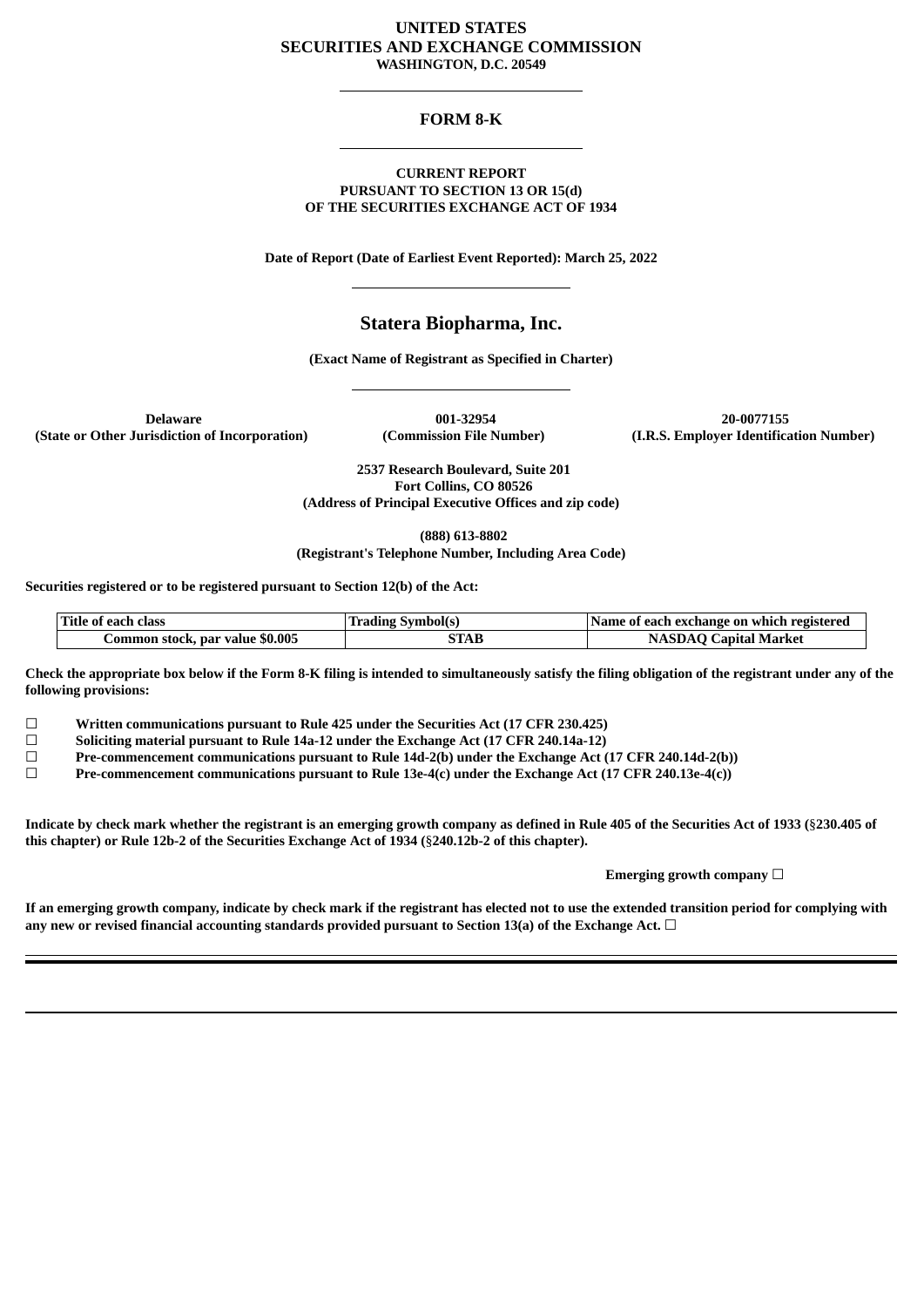**UNITED STATES**
**SECURITIES AND EXCHANGE COMMISSION**
**WASHINGTON, D.C. 20549**

---

# FORM 8-K

---

**CURRENT REPORT**
**PURSUANT TO SECTION 13 OR 15(d)**
**OF THE SECURITIES EXCHANGE ACT OF 1934**

**Date of Report (Date of Earliest Event Reported): March 25, 2022**

---

# Statera Biopharma, Inc.

**(Exact Name of Registrant as Specified in Charter)**

---

| Delaware | 001-32954 | 20-0077155 |
|---|---|---|
| (State or Other Jurisdiction of Incorporation) | (Commission File Number) | (I.R.S. Employer Identification Number) |

**2537 Research Boulevard, Suite 201**
**Fort Collins, CO 80526**
**(Address of Principal Executive Offices and zip code)**

**(888) 613-8802**
**(Registrant's Telephone Number, Including Area Code)**

**Securities registered or to be registered pursuant to Section 12(b) of the Act:**

| Title of each class | Trading Symbol(s) | Name of each exchange on which registered |
|---|---|---|
| Common stock, par value $0.005 | STAB | NASDAQ Capital Market |

**Check the appropriate box below if the Form 8-K filing is intended to simultaneously satisfy the filing obligation of the registrant under any of the following provisions:**

☐ **Written communications pursuant to Rule 425 under the Securities Act (17 CFR 230.425)**
☐ **Soliciting material pursuant to Rule 14a-12 under the Exchange Act (17 CFR 240.14a-12)**
☐ **Pre-commencement communications pursuant to Rule 14d-2(b) under the Exchange Act (17 CFR 240.14d-2(b))**
☐ **Pre-commencement communications pursuant to Rule 13e-4(c) under the Exchange Act (17 CFR 240.13e-4(c))**

**Indicate by check mark whether the registrant is an emerging growth company as defined in Rule 405 of the Securities Act of 1933 (§230.405 of this chapter) or Rule 12b-2 of the Securities Exchange Act of 1934 (§240.12b-2 of this chapter).**

**Emerging growth company ☐**

**If an emerging growth company, indicate by check mark if the registrant has elected not to use the extended transition period for complying with any new or revised financial accounting standards provided pursuant to Section 13(a) of the Exchange Act. ☐**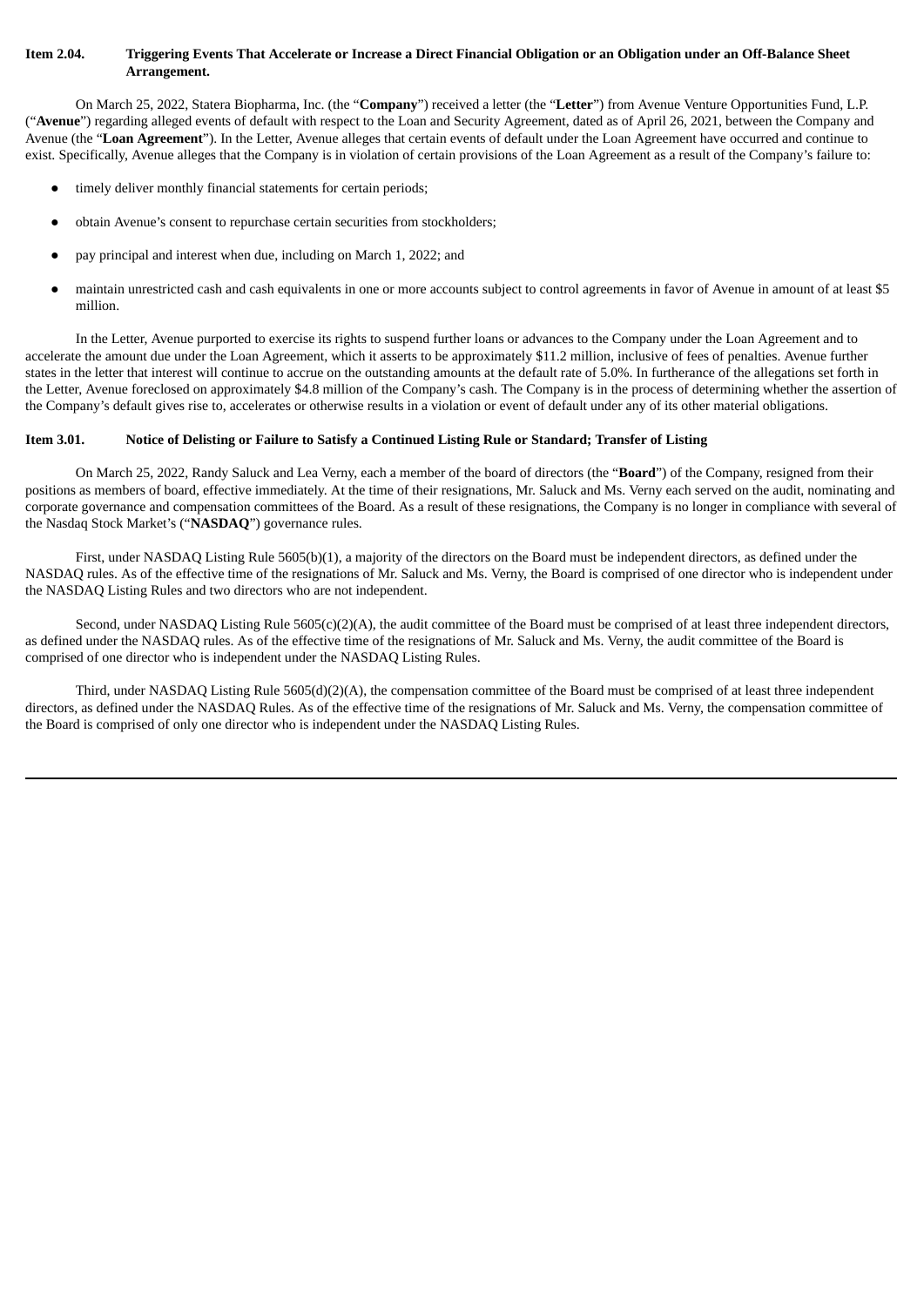**Item 2.04. Triggering Events That Accelerate or Increase a Direct Financial Obligation or an Obligation under an Off-Balance Sheet Arrangement.**

On March 25, 2022, Statera Biopharma, Inc. (the "**Company**") received a letter (the "**Letter**") from Avenue Venture Opportunities Fund, L.P. ("**Avenue**") regarding alleged events of default with respect to the Loan and Security Agreement, dated as of April 26, 2021, between the Company and Avenue (the "**Loan Agreement**"). In the Letter, Avenue alleges that certain events of default under the Loan Agreement have occurred and continue to exist. Specifically, Avenue alleges that the Company is in violation of certain provisions of the Loan Agreement as a result of the Company's failure to:

- timely deliver monthly financial statements for certain periods;
- obtain Avenue's consent to repurchase certain securities from stockholders;
- pay principal and interest when due, including on March 1, 2022; and
- maintain unrestricted cash and cash equivalents in one or more accounts subject to control agreements in favor of Avenue in amount of at least $5 million.

In the Letter, Avenue purported to exercise its rights to suspend further loans or advances to the Company under the Loan Agreement and to accelerate the amount due under the Loan Agreement, which it asserts to be approximately $11.2 million, inclusive of fees of penalties. Avenue further states in the letter that interest will continue to accrue on the outstanding amounts at the default rate of 5.0%. In furtherance of the allegations set forth in the Letter, Avenue foreclosed on approximately $4.8 million of the Company's cash. The Company is in the process of determining whether the assertion of the Company's default gives rise to, accelerates or otherwise results in a violation or event of default under any of its other material obligations.

**Item 3.01. Notice of Delisting or Failure to Satisfy a Continued Listing Rule or Standard; Transfer of Listing**

On March 25, 2022, Randy Saluck and Lea Verny, each a member of the board of directors (the "**Board**") of the Company, resigned from their positions as members of board, effective immediately. At the time of their resignations, Mr. Saluck and Ms. Verny each served on the audit, nominating and corporate governance and compensation committees of the Board. As a result of these resignations, the Company is no longer in compliance with several of the Nasdaq Stock Market's ("**NASDAQ**") governance rules.

First, under NASDAQ Listing Rule 5605(b)(1), a majority of the directors on the Board must be independent directors, as defined under the NASDAQ rules. As of the effective time of the resignations of Mr. Saluck and Ms. Verny, the Board is comprised of one director who is independent under the NASDAQ Listing Rules and two directors who are not independent.

Second, under NASDAQ Listing Rule 5605(c)(2)(A), the audit committee of the Board must be comprised of at least three independent directors, as defined under the NASDAQ rules. As of the effective time of the resignations of Mr. Saluck and Ms. Verny, the audit committee of the Board is comprised of one director who is independent under the NASDAQ Listing Rules.

Third, under NASDAQ Listing Rule 5605(d)(2)(A), the compensation committee of the Board must be comprised of at least three independent directors, as defined under the NASDAQ Rules. As of the effective time of the resignations of Mr. Saluck and Ms. Verny, the compensation committee of the Board is comprised of only one director who is independent under the NASDAQ Listing Rules.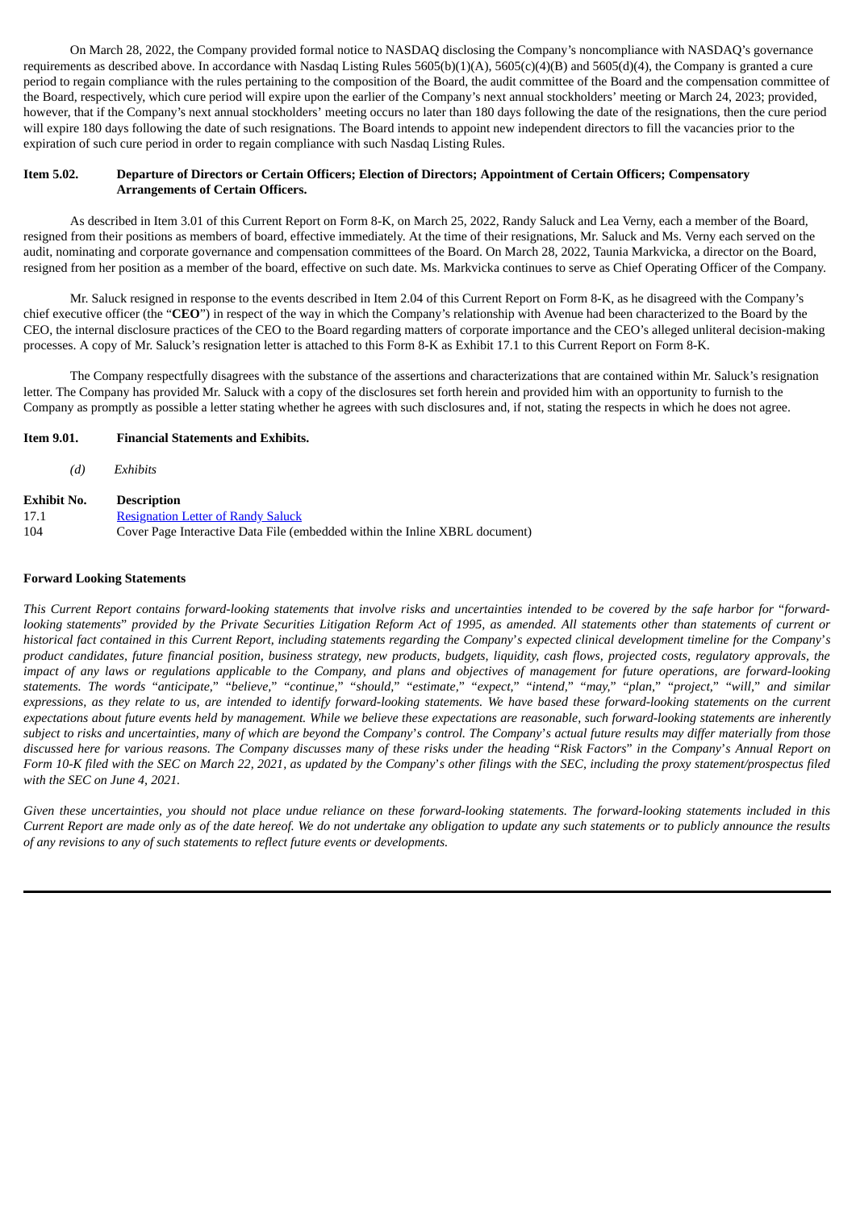On March 28, 2022, the Company provided formal notice to NASDAQ disclosing the Company's noncompliance with NASDAQ's governance requirements as described above. In accordance with Nasdaq Listing Rules 5605(b)(1)(A), 5605(c)(4)(B) and 5605(d)(4), the Company is granted a cure period to regain compliance with the rules pertaining to the composition of the Board, the audit committee of the Board and the compensation committee of the Board, respectively, which cure period will expire upon the earlier of the Company's next annual stockholders' meeting or March 24, 2023; provided, however, that if the Company's next annual stockholders' meeting occurs no later than 180 days following the date of the resignations, then the cure period will expire 180 days following the date of such resignations. The Board intends to appoint new independent directors to fill the vacancies prior to the expiration of such cure period in order to regain compliance with such Nasdaq Listing Rules.

**Item 5.02. Departure of Directors or Certain Officers; Election of Directors; Appointment of Certain Officers; Compensatory Arrangements of Certain Officers.**

As described in Item 3.01 of this Current Report on Form 8-K, on March 25, 2022, Randy Saluck and Lea Verny, each a member of the Board, resigned from their positions as members of board, effective immediately. At the time of their resignations, Mr. Saluck and Ms. Verny each served on the audit, nominating and corporate governance and compensation committees of the Board. On March 28, 2022, Taunia Markvicka, a director on the Board, resigned from her position as a member of the board, effective on such date. Ms. Markvicka continues to serve as Chief Operating Officer of the Company.

Mr. Saluck resigned in response to the events described in Item 2.04 of this Current Report on Form 8-K, as he disagreed with the Company's chief executive officer (the "**CEO**") in respect of the way in which the Company's relationship with Avenue had been characterized to the Board by the CEO, the internal disclosure practices of the CEO to the Board regarding matters of corporate importance and the CEO's alleged unliteral decision-making processes. A copy of Mr. Saluck's resignation letter is attached to this Form 8-K as Exhibit 17.1 to this Current Report on Form 8-K.

The Company respectfully disagrees with the substance of the assertions and characterizations that are contained within Mr. Saluck's resignation letter. The Company has provided Mr. Saluck with a copy of the disclosures set forth herein and provided him with an opportunity to furnish to the Company as promptly as possible a letter stating whether he agrees with such disclosures and, if not, stating the respects in which he does not agree.

**Item 9.01. Financial Statements and Exhibits.**

*(d) Exhibits*

| Exhibit No. | Description |
|---|---|
| 17.1 | Resignation Letter of Randy Saluck |
| 104 | Cover Page Interactive Data File (embedded within the Inline XBRL document) |

**Forward Looking Statements**

*This Current Report contains forward-looking statements that involve risks and uncertainties intended to be covered by the safe harbor for "forward-looking statements" provided by the Private Securities Litigation Reform Act of 1995, as amended. All statements other than statements of current or historical fact contained in this Current Report, including statements regarding the Company's expected clinical development timeline for the Company's product candidates, future financial position, business strategy, new products, budgets, liquidity, cash flows, projected costs, regulatory approvals, the impact of any laws or regulations applicable to the Company, and plans and objectives of management for future operations, are forward-looking statements. The words "anticipate," "believe," "continue," "should," "estimate," "expect," "intend," "may," "plan," "project," "will," and similar expressions, as they relate to us, are intended to identify forward-looking statements. We have based these forward-looking statements on the current expectations about future events held by management. While we believe these expectations are reasonable, such forward-looking statements are inherently subject to risks and uncertainties, many of which are beyond the Company's control. The Company's actual future results may differ materially from those discussed here for various reasons. The Company discusses many of these risks under the heading "Risk Factors" in the Company's Annual Report on Form 10-K filed with the SEC on March 22, 2021, as updated by the Company's other filings with the SEC, including the proxy statement/prospectus filed with the SEC on June 4, 2021.*

*Given these uncertainties, you should not place undue reliance on these forward-looking statements. The forward-looking statements included in this Current Report are made only as of the date hereof. We do not undertake any obligation to update any such statements or to publicly announce the results of any revisions to any of such statements to reflect future events or developments.*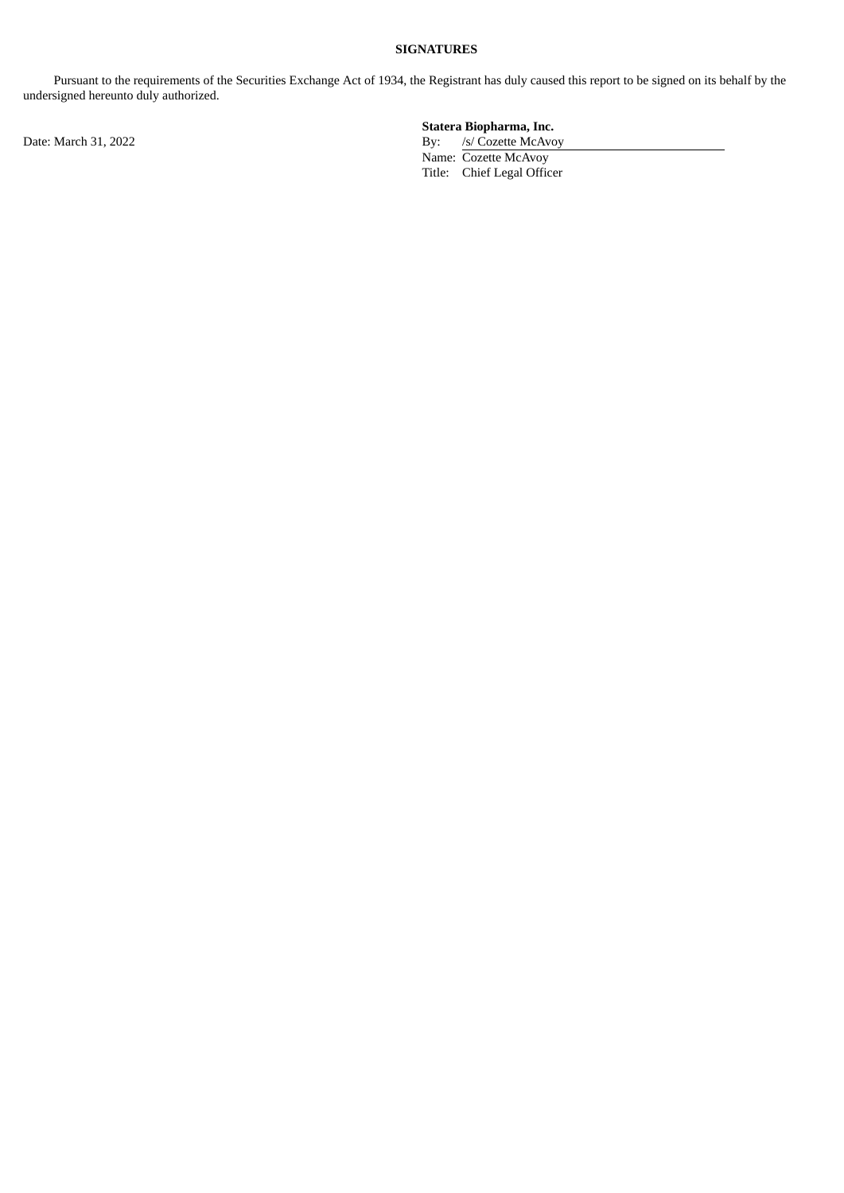**SIGNATURES**

Pursuant to the requirements of the Securities Exchange Act of 1934, the Registrant has duly caused this report to be signed on its behalf by the undersigned hereunto duly authorized.

Date: March 31, 2022

**Statera Biopharma, Inc.**

By: /s/ Cozette McAvoy

Name: Cozette McAvoy

Title: Chief Legal Officer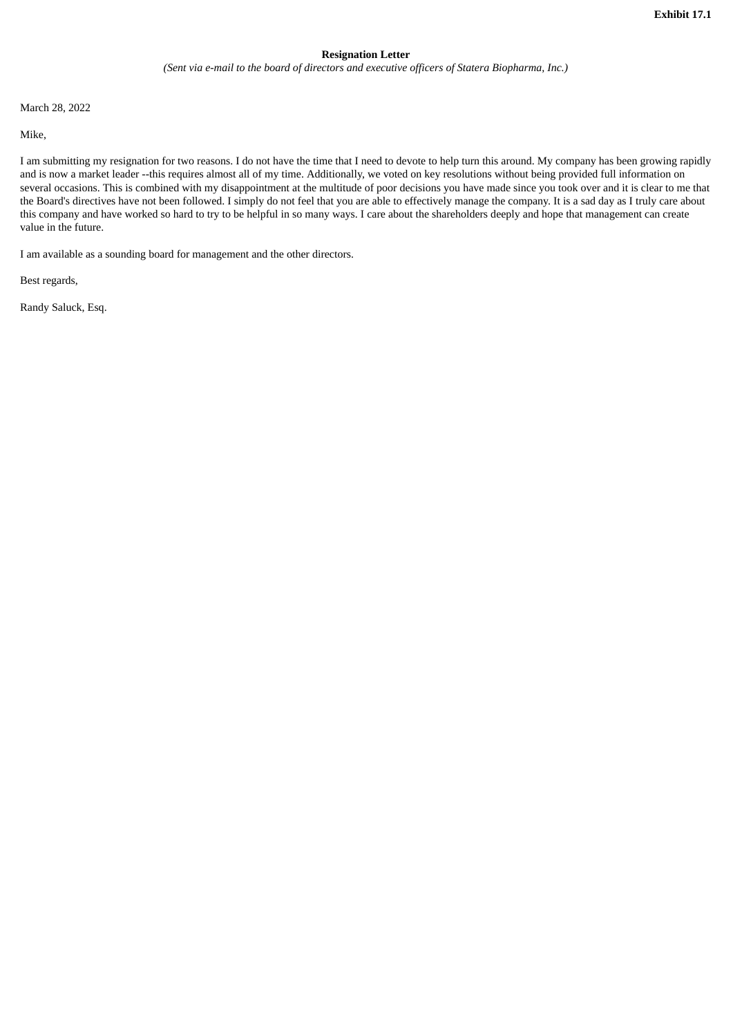**Exhibit 17.1**

**Resignation Letter**

*(Sent via e-mail to the board of directors and executive officers of Statera Biopharma, Inc.)*

March 28, 2022

Mike,

I am submitting my resignation for two reasons. I do not have the time that I need to devote to help turn this around. My company has been growing rapidly and is now a market leader --this requires almost all of my time. Additionally, we voted on key resolutions without being provided full information on several occasions. This is combined with my disappointment at the multitude of poor decisions you have made since you took over and it is clear to me that the Board's directives have not been followed. I simply do not feel that you are able to effectively manage the company. It is a sad day as I truly care about this company and have worked so hard to try to be helpful in so many ways. I care about the shareholders deeply and hope that management can create value in the future.

I am available as a sounding board for management and the other directors.

Best regards,

Randy Saluck, Esq.